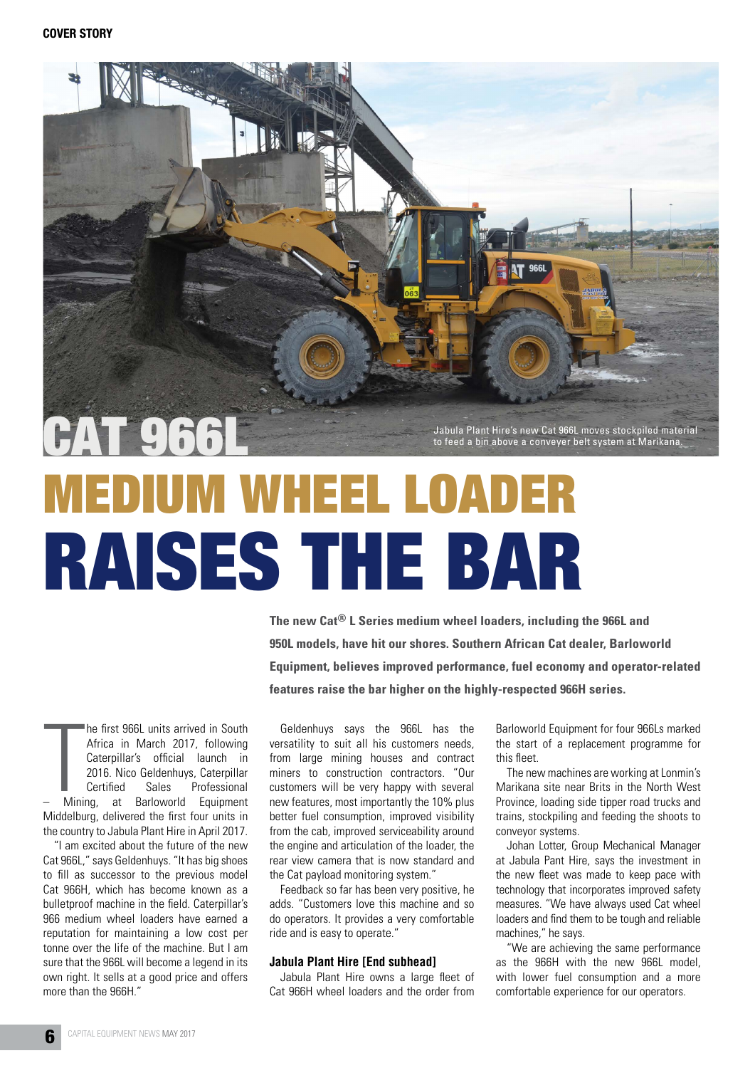COVER STORY

Jabula Plant Hire's new Cat 966L moves stockpiled material to feed a bin above a conveyer belt system at Marikana.

# CAT 966L MEDIUM WHEEL LOADER RAISES THE BAR

**The new Cat® L Series medium wheel loaders, including the 966L and 950L models, have hit our shores. Southern African Cat dealer, Barloworld Equipment, believes improved performance, fuel economy and operator-related features raise the bar higher on the highly-respected 966H series.**

The first 966L units arrived in South Africa in March 2017, following Caterpillar's official launch in 2016. Nico Geldenhuys, Caterpillar Certified Sales Professional – Mining, at Barloworld Equipment Middelburg, delivered the first four units in the country to Jabula Plant Hire in April 2017.

"I am excited about the future of the new Cat 966L," says Geldenhuys. "It has big shoes to fill as successor to the previous model Cat 966H, which has become known as a bulletproof machine in the field. Caterpillar's 966 medium wheel loaders have earned a reputation for maintaining a low cost per tonne over the life of the machine. But I am sure that the 966L will become a legend in its own right. It sells at a good price and offers more than the 966H."

Geldenhuys says the 966L has the versatility to suit all his customers needs, from large mining houses and contract miners to construction contractors. "Our customers will be very happy with several new features, most importantly the 10% plus better fuel consumption, improved visibility from the cab, improved serviceability around the engine and articulation of the loader, the rear view camera that is now standard and the Cat payload monitoring system."

Feedback so far has been very positive, he adds. "Customers love this machine and so do operators. It provides a very comfortable ride and is easy to operate."

### Jabula Plant Hire [End subhead]

Jabula Plant Hire owns a large fleet of Cat 966H wheel loaders and the order from Barloworld Equipment for four 966Ls marked the start of a replacement programme for this fleet.

The new machines are working at Lonmin's Marikana site near Brits in the North West Province, loading side tipper road trucks and trains, stockpiling and feeding the shoots to conveyor systems.

Johan Lotter, Group Mechanical Manager at Jabula Pant Hire, says the investment in the new fleet was made to keep pace with technology that incorporates improved safety measures. "We have always used Cat wheel loaders and find them to be tough and reliable machines," he says.

"We are achieving the same performance as the 966H with the new 966L model, with lower fuel consumption and a more comfortable experience for our operators.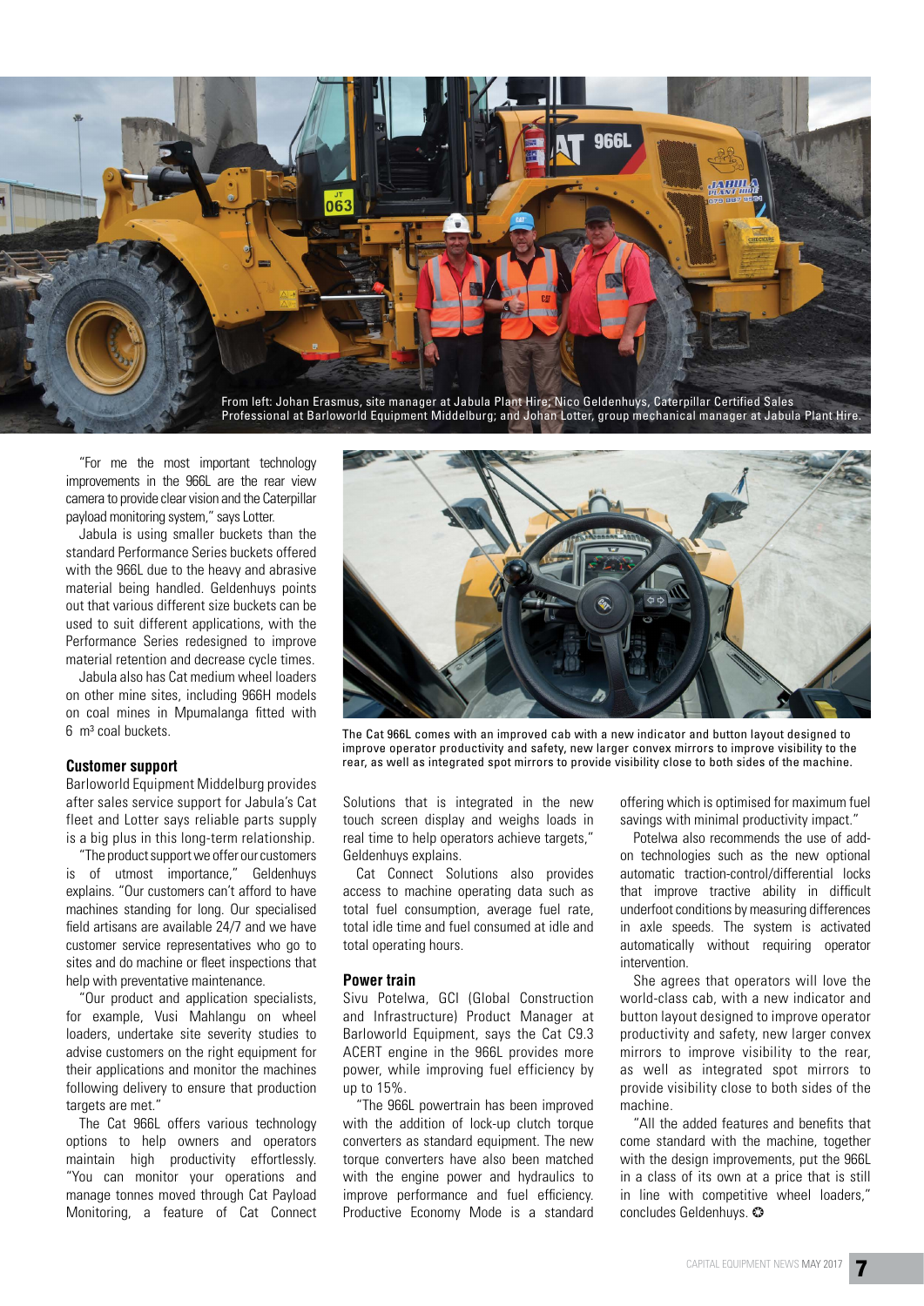From left: Johan Erasmus, site manager at Jabula Plant Hire; Nico Geldenhuys, Caterpillar Certified Sales Professional at Barloworld Equipment Middelburg; and Johan Lotter, group mechanical manager at Jabula Plant Hire.

"For me the most important technology improvements in the 966L are the rear view camera to provide clear vision and the Caterpillar payload monitoring system," says Lotter.

Jabula is using smaller buckets than the standard Performance Series buckets offered with the 966L due to the heavy and abrasive material being handled. Geldenhuys points out that various different size buckets can be used to suit different applications, with the Performance Series redesigned to improve material retention and decrease cycle times.

Jabula also has Cat medium wheel loaders on other mine sites, including 966H models on coal mines in Mpumalanga fitted with 6 $m^3$ coal buckets.

## Customer support

Barloworld Equipment Middelburg provides after sales service support for Jabula's Cat fleet and Lotter says reliable parts supply is a big plus in this long-term relationship.

"The product support we offer our customers is of utmost importance," Geldenhuys explains. "Our customers can't afford to have machines standing for long. Our specialised field artisans are available 24/7 and we have customer service representatives who go to sites and do machine or fleet inspections that help with preventative maintenance.

"Our product and application specialists, for example, Vusi Mahlangu on wheel loaders, undertake site severity studies to advise customers on the right equipment for their applications and monitor the machines following delivery to ensure that production targets are met."

The Cat 966L offers various technology options to help owners and operators maintain high productivity effortlessly. "You can monitor your operations and manage tonnes moved through Cat Payload Monitoring, a feature of Cat Connect Solutions that is integrated in the new touch screen display and weighs loads in real time to help operators achieve targets," Geldenhuys explains.

Cat Connect Solutions also provides access to machine operating data such as total fuel consumption, average fuel rate, total idle time and fuel consumed at idle and total operating hours.

The Cat 966L comes with an improved cab with a new indicator and button layout designed to improve operator productivity and safety, new larger convex mirrors to improve visibility to the rear, as well as integrated spot mirrors to provide visibility close to both sides of the machine.

## Power train

Sivu Potelwa, GCI (Global Construction and Infrastructure) Product Manager at Barloworld Equipment, says the Cat C9.3 ACERT engine in the 966L provides more power, while improving fuel efficiency by up to 15%.

"The 966L powertrain has been improved with the addition of lock-up clutch torque converters as standard equipment. The new torque converters have also been matched with the engine power and hydraulics to improve performance and fuel efficiency. Productive Economy Mode is a standard offering which is optimised for maximum fuel savings with minimal productivity impact."

Potelwa also recommends the use of add-on technologies such as the new optional automatic traction-control/differential locks that improve tractive ability in difficult underfoot conditions by measuring differences in axle speeds. The system is activated automatically without requiring operator intervention.

She agrees that operators will love the world-class cab, with a new indicator and button layout designed to improve operator productivity and safety, new larger convex mirrors to improve visibility to the rear, as well as integrated spot mirrors to provide visibility close to both sides of the machine.

"All the added features and benefits that come standard with the machine, together with the design improvements, put the 966L in a class of its own at a price that is still in line with competitive wheel loaders," concludes Geldenhuys. ✪